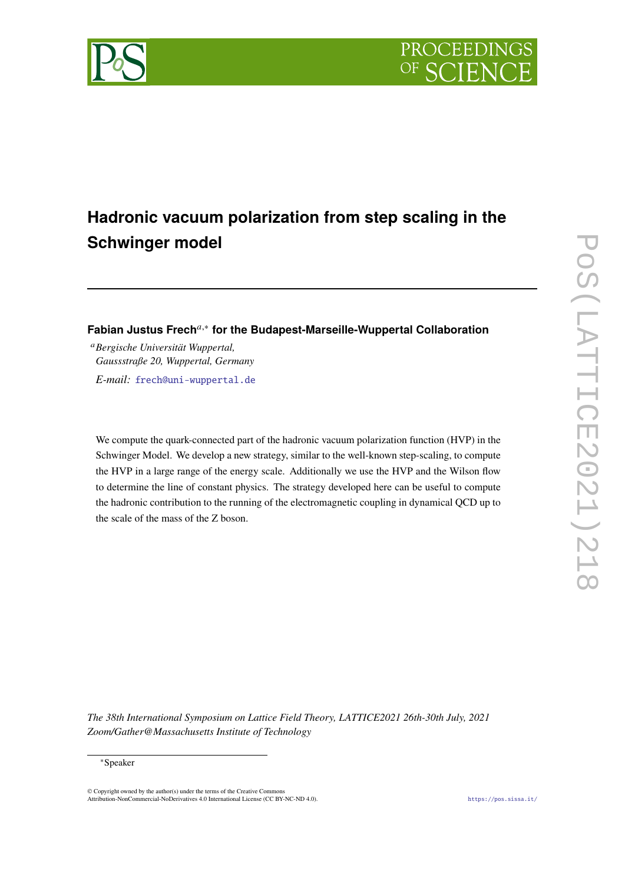# Hadronic vacuum polarization from step scaling in the Schwinger model

**Fabian Justus Frech**[a,*] **for the Budapest-Marseille-Wuppertal Collaboration**

[a] *Bergische Universität Wuppertal, Gaussstraße 20, Wuppertal, Germany*

*E-mail:* frech@uni-wuppertal.de

We compute the quark-connected part of the hadronic vacuum polarization function (HVP) in the Schwinger Model. We develop a new strategy, similar to the well-known step-scaling, to compute the HVP in a large range of the energy scale. Additionally we use the HVP and the Wilson flow to determine the line of constant physics. The strategy developed here can be useful to compute the hadronic contribution to the running of the electromagnetic coupling in dynamical QCD up to the scale of the mass of the Z boson.

*The 38th International Symposium on Lattice Field Theory, LATTICE2021 26th-30th July, 2021 Zoom/Gather@Massachusetts Institute of Technology*

[*] Speaker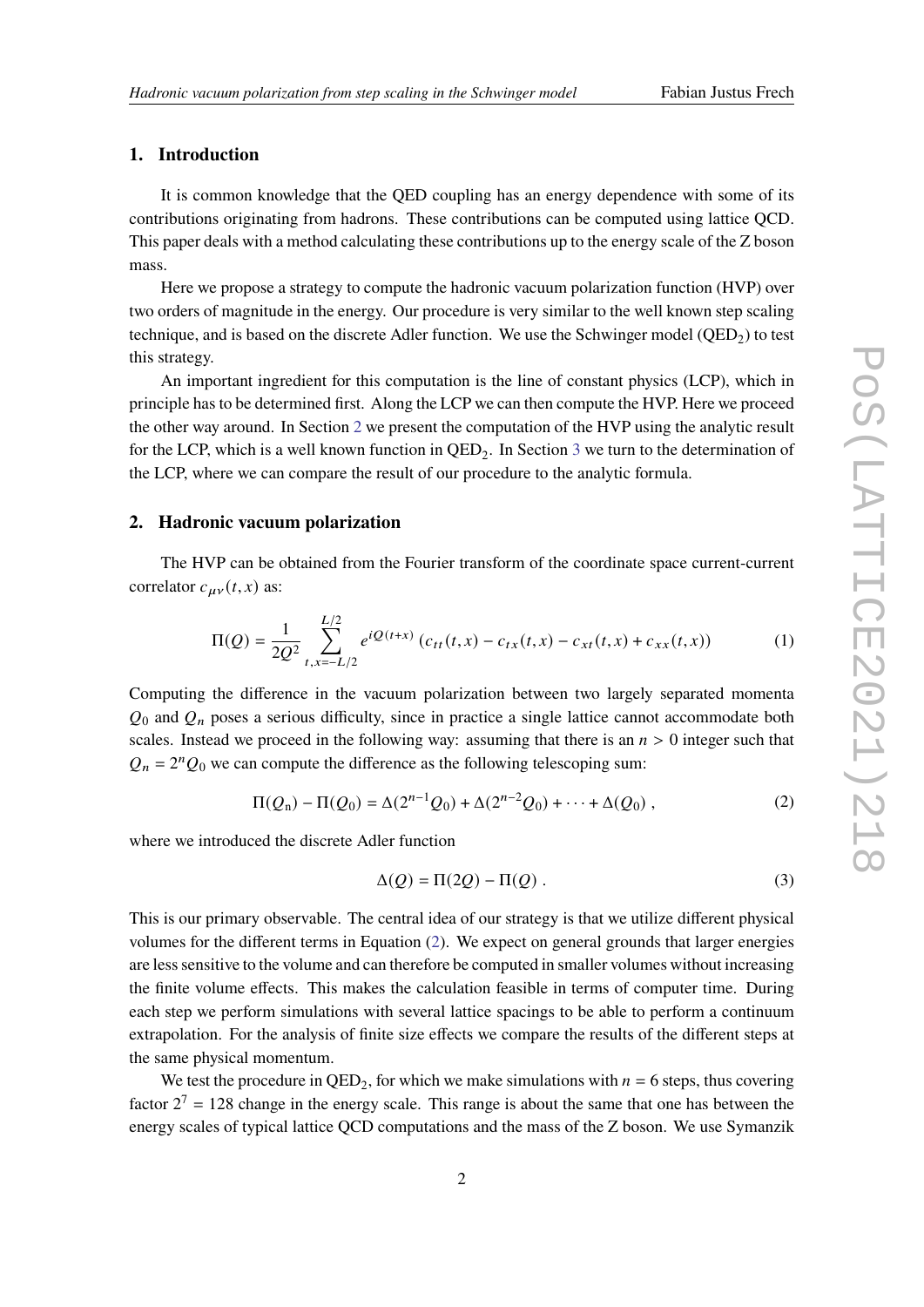## 1. Introduction

It is common knowledge that the QED coupling has an energy dependence with some of its contributions originating from hadrons. These contributions can be computed using lattice QCD. This paper deals with a method calculating these contributions up to the energy scale of the Z boson mass.

Here we propose a strategy to compute the hadronic vacuum polarization function (HVP) over two orders of magnitude in the energy. Our procedure is very similar to the well known step scaling technique, and is based on the discrete Adler function. We use the Schwinger model ($QED_2$) to test this strategy.

An important ingredient for this computation is the line of constant physics (LCP), which in principle has to be determined first. Along the LCP we can then compute the HVP. Here we proceed the other way around. In Section 2 we present the computation of the HVP using the analytic result for the LCP, which is a well known function in $QED_2$. In Section 3 we turn to the determination of the LCP, where we can compare the result of our procedure to the analytic formula.

## 2. Hadronic vacuum polarization

The HVP can be obtained from the Fourier transform of the coordinate space current-current correlator $c_{\mu\nu}(t,x)$ as:

$$\Pi(Q) = \frac{1}{2Q^2} \sum_{t,x=-L/2}^{L/2} e^{iQ(t+x)} \left(c_{tt}(t,x) - c_{tx}(t,x) - c_{xt}(t,x) + c_{xx}(t,x)\right) \tag{1}$$

Computing the difference in the vacuum polarization between two largely separated momenta $Q_0$ and $Q_n$ poses a serious difficulty, since in practice a single lattice cannot accommodate both scales. Instead we proceed in the following way: assuming that there is an $n > 0$ integer such that $Q_n = 2^n Q_0$ we can compute the difference as the following telescoping sum:

$$\Pi(Q_{\rm n}) - \Pi(Q_0) = \Delta(2^{n-1}Q_0) + \Delta(2^{n-2}Q_0) + \cdots + \Delta(Q_0)\ , \tag{2}$$

where we introduced the discrete Adler function

$$\Delta(Q) = \Pi(2Q) - \Pi(Q)\ . \tag{3}$$

This is our primary observable. The central idea of our strategy is that we utilize different physical volumes for the different terms in Equation (2). We expect on general grounds that larger energies are less sensitive to the volume and can therefore be computed in smaller volumes without increasing the finite volume effects. This makes the calculation feasible in terms of computer time. During each step we perform simulations with several lattice spacings to be able to perform a continuum extrapolation. For the analysis of finite size effects we compare the results of the different steps at the same physical momentum.

We test the procedure in $QED_2$, for which we make simulations with $n = 6$ steps, thus covering factor $2^7 = 128$ change in the energy scale. This range is about the same that one has between the energy scales of typical lattice QCD computations and the mass of the Z boson. We use Symanzik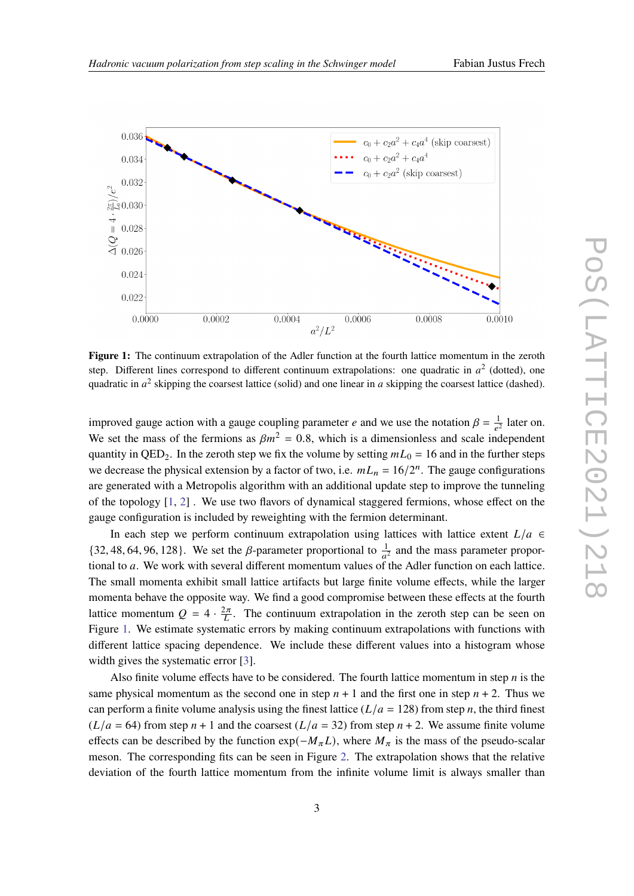**Figure 1:** The continuum extrapolation of the Adler function at the fourth lattice momentum in the zeroth step. Different lines correspond to different continuum extrapolations: one quadratic in $a^2$ (dotted), one quadratic in $a^2$ skipping the coarsest lattice (solid) and one linear in $a$ skipping the coarsest lattice (dashed).

improved gauge action with a gauge coupling parameter $e$ and we use the notation $\beta = \frac{1}{e^2}$ later on. We set the mass of the fermions as $\beta m^2 = 0.8$, which is a dimensionless and scale independent quantity in QED$_2$. In the zeroth step we fix the volume by setting $mL_0 = 16$ and in the further steps we decrease the physical extension by a factor of two, i.e. $mL_n = 16/2^n$. The gauge configurations are generated with a Metropolis algorithm with an additional update step to improve the tunneling of the topology [1, 2] . We use two flavors of dynamical staggered fermions, whose effect on the gauge configuration is included by reweighting with the fermion determinant.

In each step we perform continuum extrapolation using lattices with lattice extent $L/a \in \{32, 48, 64, 96, 128\}$. We set the $\beta$-parameter proportional to $\frac{1}{a^2}$ and the mass parameter proportional to $a$. We work with several different momentum values of the Adler function on each lattice. The small momenta exhibit small lattice artifacts but large finite volume effects, while the larger momenta behave the opposite way. We find a good compromise between these effects at the fourth lattice momentum $Q = 4 \cdot \frac{2\pi}{L}$. The continuum extrapolation in the zeroth step can be seen on Figure 1. We estimate systematic errors by making continuum extrapolations with functions with different lattice spacing dependence. We include these different values into a histogram whose width gives the systematic error [3].

Also finite volume effects have to be considered. The fourth lattice momentum in step $n$ is the same physical momentum as the second one in step $n + 1$ and the first one in step $n + 2$. Thus we can perform a finite volume analysis using the finest lattice ($L/a = 128$) from step $n$, the third finest ($L/a = 64$) from step $n + 1$ and the coarsest ($L/a = 32$) from step $n + 2$. We assume finite volume effects can be described by the function $\exp(-M_\pi L)$, where $M_\pi$ is the mass of the pseudo-scalar meson. The corresponding fits can be seen in Figure 2. The extrapolation shows that the relative deviation of the fourth lattice momentum from the infinite volume limit is always smaller than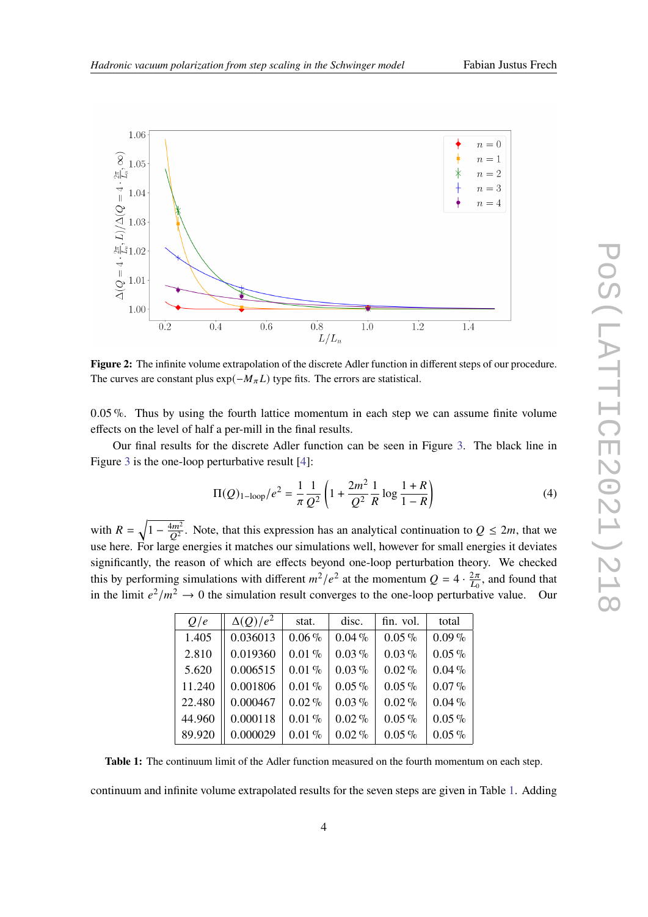**Figure 2:** The infinite volume extrapolation of the discrete Adler function in different steps of our procedure. The curves are constant plus $\exp(-M_\pi L)$ type fits. The errors are statistical.

0.05 %. Thus by using the fourth lattice momentum in each step we can assume finite volume effects on the level of half a per-mill in the final results.

Our final results for the discrete Adler function can be seen in Figure 3. The black line in Figure 3 is the one-loop perturbative result [4]:

$$\Pi(Q)_{1\text{-loop}}/e^2 = \frac{1}{\pi}\frac{1}{Q^2}\left(1 + \frac{2m^2}{Q^2}\frac{1}{R}\log\frac{1+R}{1-R}\right) \tag{4}$$

with $R = \sqrt{1 - \frac{4m^2}{Q^2}}$. Note, that this expression has an analytical continuation to $Q \le 2m$, that we use here. For large energies it matches our simulations well, however for small energies it deviates significantly, the reason of which are effects beyond one-loop perturbation theory. We checked this by performing simulations with different $m^2/e^2$ at the momentum $Q = 4 \cdot \frac{2\pi}{L_0}$, and found that in the limit $e^2/m^2 \to 0$ the simulation result converges to the one-loop perturbative value. Our

| $Q/e$ | $\Delta(Q)/e^2$ | stat. | disc. | fin. vol. | total |
|---|---|---|---|---|---|
| 1.405 | 0.036013 | 0.06 % | 0.04 % | 0.05 % | 0.09 % |
| 2.810 | 0.019360 | 0.01 % | 0.03 % | 0.03 % | 0.05 % |
| 5.620 | 0.006515 | 0.01 % | 0.03 % | 0.02 % | 0.04 % |
| 11.240 | 0.001806 | 0.01 % | 0.05 % | 0.05 % | 0.07 % |
| 22.480 | 0.000467 | 0.02 % | 0.03 % | 0.02 % | 0.04 % |
| 44.960 | 0.000118 | 0.01 % | 0.02 % | 0.05 % | 0.05 % |
| 89.920 | 0.000029 | 0.01 % | 0.02 % | 0.05 % | 0.05 % |

**Table 1:** The continuum limit of the Adler function measured on the fourth momentum on each step.

continuum and infinite volume extrapolated results for the seven steps are given in Table 1. Adding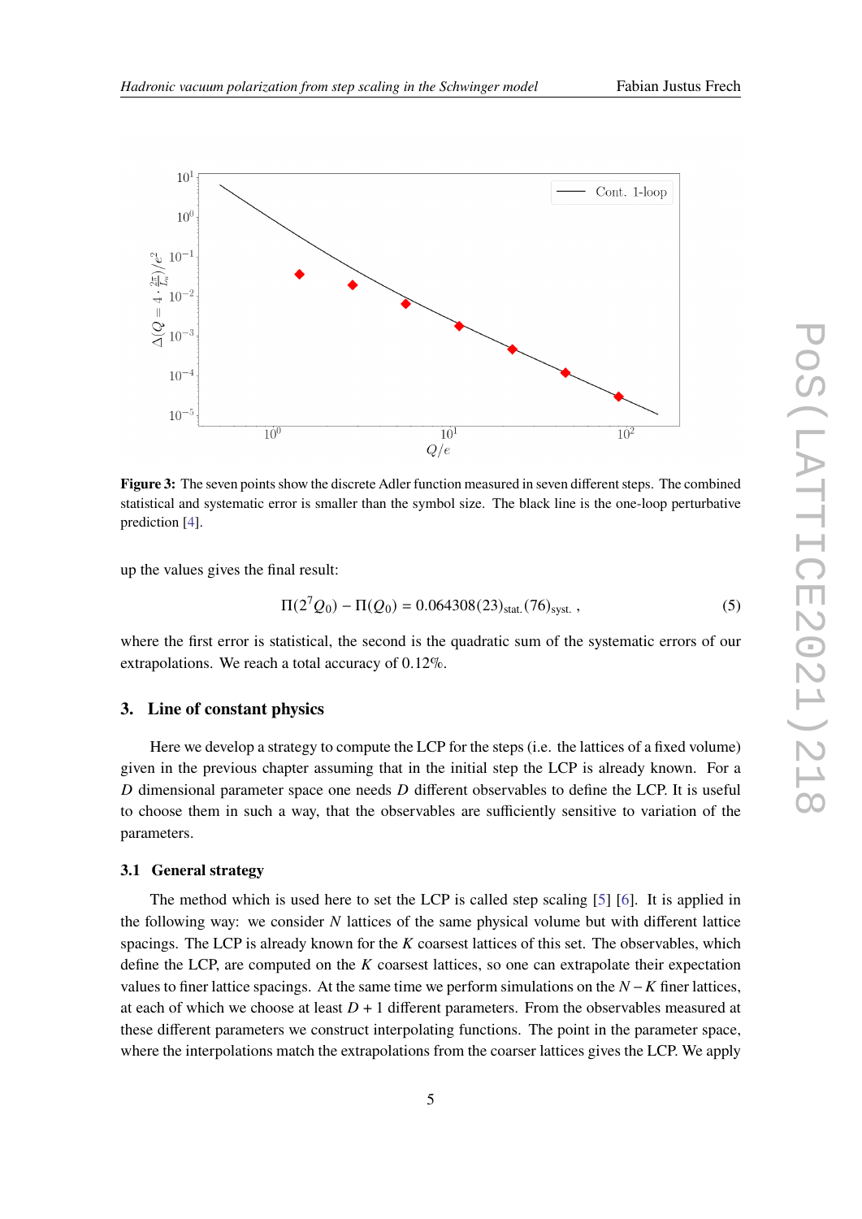**Figure 3:** The seven points show the discrete Adler function measured in seven different steps. The combined statistical and systematic error is smaller than the symbol size. The black line is the one-loop perturbative prediction [4].

up the values gives the final result:

$$\Pi(2^7 Q_0) - \Pi(Q_0) = 0.064308(23)_{\text{stat.}}(76)_{\text{syst.}}\,, \tag{5}$$

where the first error is statistical, the second is the quadratic sum of the systematic errors of our extrapolations. We reach a total accuracy of 0.12%.

## 3. Line of constant physics

Here we develop a strategy to compute the LCP for the steps (i.e. the lattices of a fixed volume) given in the previous chapter assuming that in the initial step the LCP is already known. For a $D$ dimensional parameter space one needs $D$ different observables to define the LCP. It is useful to choose them in such a way, that the observables are sufficiently sensitive to variation of the parameters.

### 3.1 General strategy

The method which is used here to set the LCP is called step scaling [5] [6]. It is applied in the following way: we consider $N$ lattices of the same physical volume but with different lattice spacings. The LCP is already known for the $K$ coarsest lattices of this set. The observables, which define the LCP, are computed on the $K$ coarsest lattices, so one can extrapolate their expectation values to finer lattice spacings. At the same time we perform simulations on the $N-K$ finer lattices, at each of which we choose at least $D+1$ different parameters. From the observables measured at these different parameters we construct interpolating functions. The point in the parameter space, where the interpolations match the extrapolations from the coarser lattices gives the LCP. We apply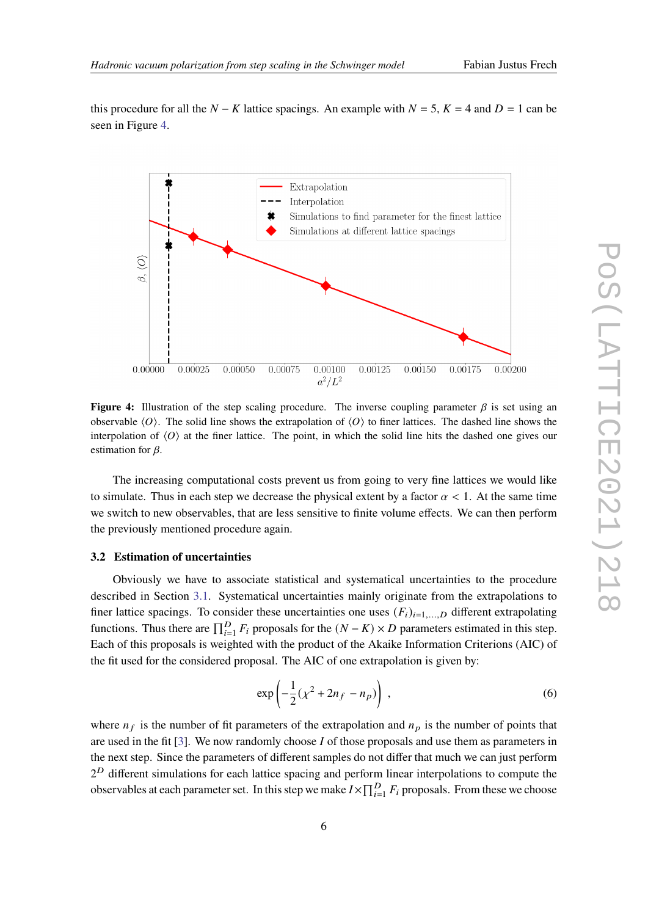this procedure for all the $N - K$ lattice spacings. An example with $N = 5$, $K = 4$ and $D = 1$ can be seen in Figure 4.

**Figure 4:** Illustration of the step scaling procedure. The inverse coupling parameter $\beta$ is set using an observable $\langle O \rangle$. The solid line shows the extrapolation of $\langle O \rangle$ to finer lattices. The dashed line shows the interpolation of $\langle O \rangle$ at the finer lattice. The point, in which the solid line hits the dashed one gives our estimation for $\beta$.

The increasing computational costs prevent us from going to very fine lattices we would like to simulate. Thus in each step we decrease the physical extent by a factor $\alpha < 1$. At the same time we switch to new observables, that are less sensitive to finite volume effects. We can then perform the previously mentioned procedure again.

### 3.2 Estimation of uncertainties

Obviously we have to associate statistical and systematical uncertainties to the procedure described in Section 3.1. Systematical uncertainties mainly originate from the extrapolations to finer lattice spacings. To consider these uncertainties one uses $(F_i)_{i=1,...,D}$ different extrapolating functions. Thus there are $\prod_{i=1}^{D} F_i$ proposals for the $(N - K) \times D$ parameters estimated in this step. Each of this proposals is weighted with the product of the Akaike Information Criterions (AIC) of the fit used for the considered proposal. The AIC of one extrapolation is given by:

$$\exp\left(-\frac{1}{2}(\chi^2 + 2n_f - n_p)\right) , \tag{6}$$

where $n_f$ is the number of fit parameters of the extrapolation and $n_p$ is the number of points that are used in the fit [3]. We now randomly choose $I$ of those proposals and use them as parameters in the next step. Since the parameters of different samples do not differ that much we can just perform $2^D$ different simulations for each lattice spacing and perform linear interpolations to compute the observables at each parameter set. In this step we make $I \times \prod_{i=1}^{D} F_i$ proposals. From these we choose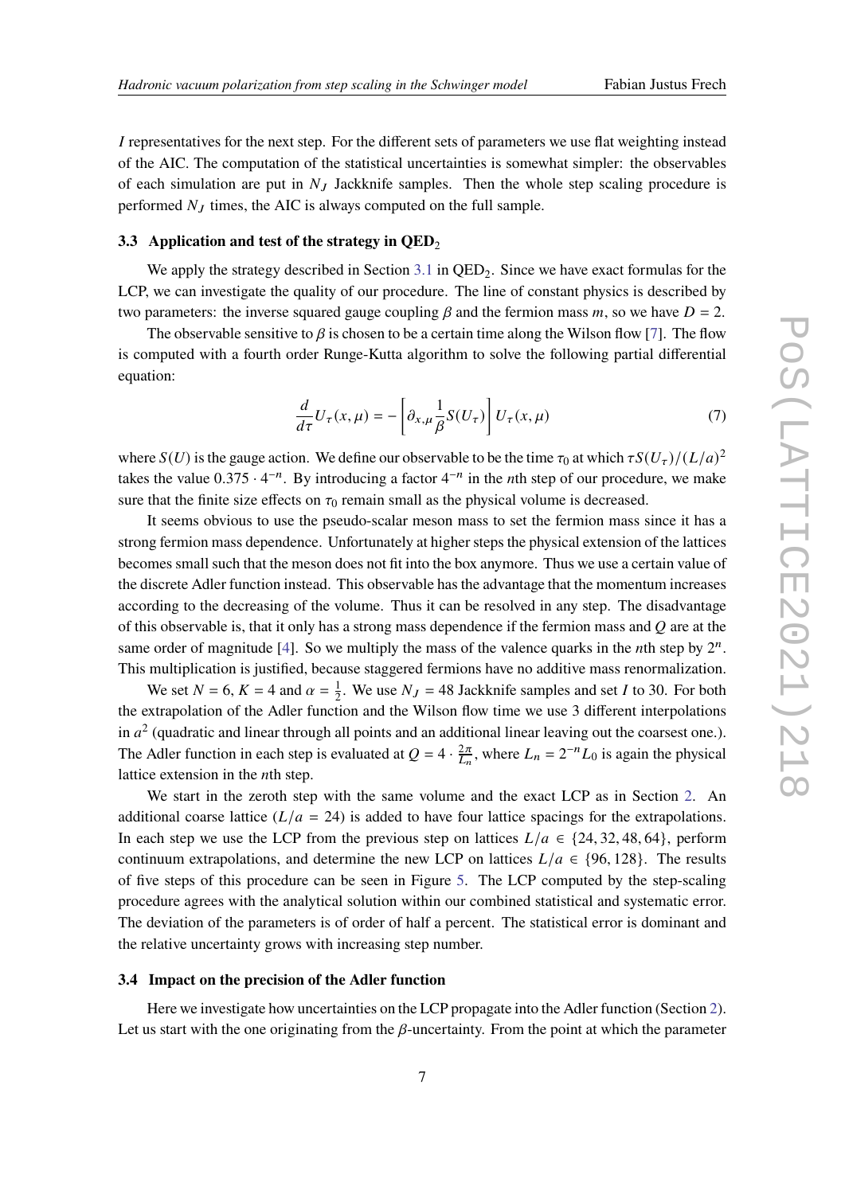*I* representatives for the next step. For the different sets of parameters we use flat weighting instead of the AIC. The computation of the statistical uncertainties is somewhat simpler: the observables of each simulation are put in $N_J$ Jackknife samples. Then the whole step scaling procedure is performed $N_J$ times, the AIC is always computed on the full sample.

### 3.3 Application and test of the strategy in QED$_2$

We apply the strategy described in Section 3.1 in QED$_2$. Since we have exact formulas for the LCP, we can investigate the quality of our procedure. The line of constant physics is described by two parameters: the inverse squared gauge coupling $\beta$ and the fermion mass $m$, so we have $D = 2$.

The observable sensitive to $\beta$ is chosen to be a certain time along the Wilson flow [7]. The flow is computed with a fourth order Runge-Kutta algorithm to solve the following partial differential equation:

$$\frac{d}{d\tau}U_\tau(x,\mu) = -\left[\partial_{x,\mu}\frac{1}{\beta}S(U_\tau)\right]U_\tau(x,\mu) \tag{7}$$

where $S(U)$ is the gauge action. We define our observable to be the time $\tau_0$ at which $\tau S(U_\tau)/(L/a)^2$ takes the value $0.375 \cdot 4^{-n}$. By introducing a factor $4^{-n}$ in the $n$th step of our procedure, we make sure that the finite size effects on $\tau_0$ remain small as the physical volume is decreased.

It seems obvious to use the pseudo-scalar meson mass to set the fermion mass since it has a strong fermion mass dependence. Unfortunately at higher steps the physical extension of the lattices becomes small such that the meson does not fit into the box anymore. Thus we use a certain value of the discrete Adler function instead. This observable has the advantage that the momentum increases according to the decreasing of the volume. Thus it can be resolved in any step. The disadvantage of this observable is, that it only has a strong mass dependence if the fermion mass and $Q$ are at the same order of magnitude [4]. So we multiply the mass of the valence quarks in the $n$th step by $2^n$. This multiplication is justified, because staggered fermions have no additive mass renormalization.

We set $N = 6$, $K = 4$ and $\alpha = \frac{1}{2}$. We use $N_J = 48$ Jackknife samples and set $I$ to 30. For both the extrapolation of the Adler function and the Wilson flow time we use 3 different interpolations in $a^2$ (quadratic and linear through all points and an additional linear leaving out the coarsest one.). The Adler function in each step is evaluated at $Q = 4 \cdot \frac{2\pi}{L_n}$, where $L_n = 2^{-n}L_0$ is again the physical lattice extension in the $n$th step.

We start in the zeroth step with the same volume and the exact LCP as in Section 2. An additional coarse lattice ($L/a = 24$) is added to have four lattice spacings for the extrapolations. In each step we use the LCP from the previous step on lattices $L/a \in \{24, 32, 48, 64\}$, perform continuum extrapolations, and determine the new LCP on lattices $L/a \in \{96, 128\}$. The results of five steps of this procedure can be seen in Figure 5. The LCP computed by the step-scaling procedure agrees with the analytical solution within our combined statistical and systematic error. The deviation of the parameters is of order of half a percent. The statistical error is dominant and the relative uncertainty grows with increasing step number.

### 3.4 Impact on the precision of the Adler function

Here we investigate how uncertainties on the LCP propagate into the Adler function (Section 2). Let us start with the one originating from the $\beta$-uncertainty. From the point at which the parameter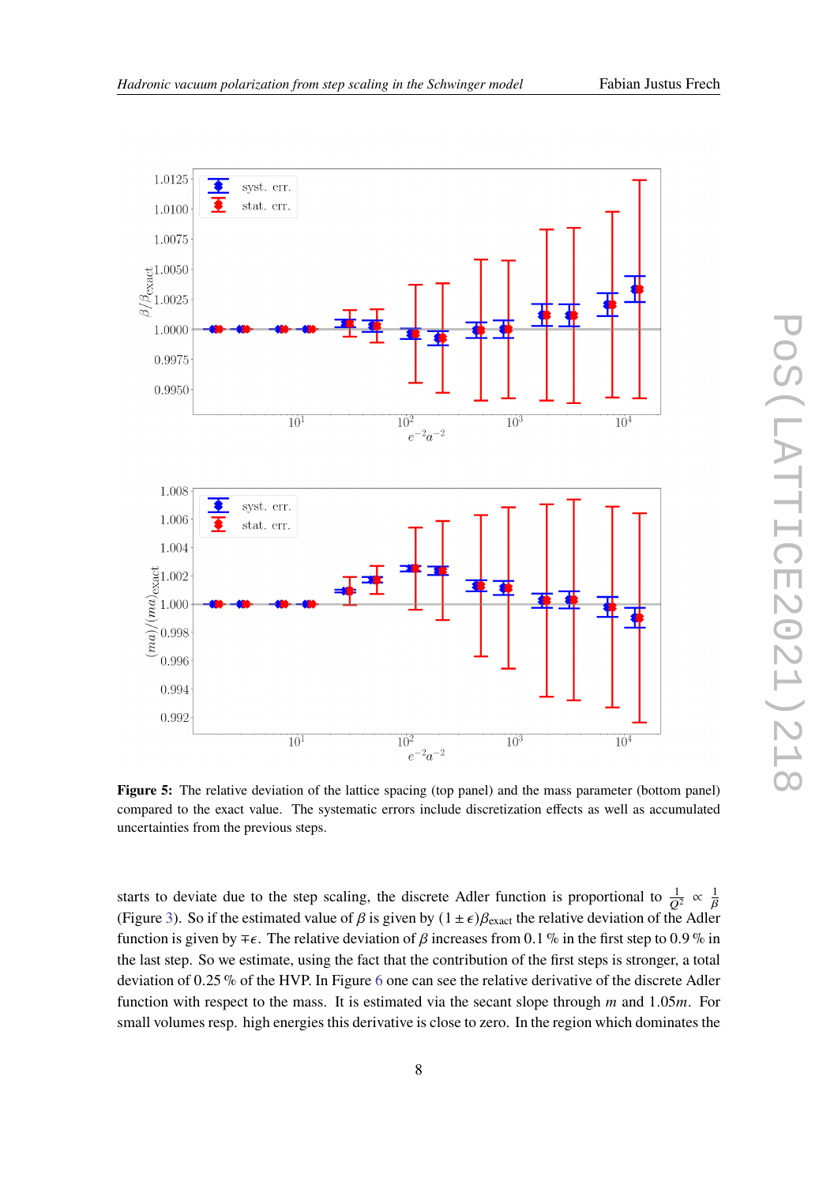**Figure 5:** The relative deviation of the lattice spacing (top panel) and the mass parameter (bottom panel) compared to the exact value. The systematic errors include discretization effects as well as accumulated uncertainties from the previous steps.

starts to deviate due to the step scaling, the discrete Adler function is proportional to $\frac{1}{Q^2} \propto \frac{1}{\beta}$ (Figure 3). So if the estimated value of $\beta$ is given by $(1 \pm \epsilon)\beta_{\text{exact}}$ the relative deviation of the Adler function is given by $\mp\epsilon$. The relative deviation of $\beta$ increases from 0.1 % in the first step to 0.9 % in the last step. So we estimate, using the fact that the contribution of the first steps is stronger, a total deviation of 0.25 % of the HVP. In Figure 6 one can see the relative derivative of the discrete Adler function with respect to the mass. It is estimated via the secant slope through $m$ and $1.05m$. For small volumes resp. high energies this derivative is close to zero. In the region which dominates the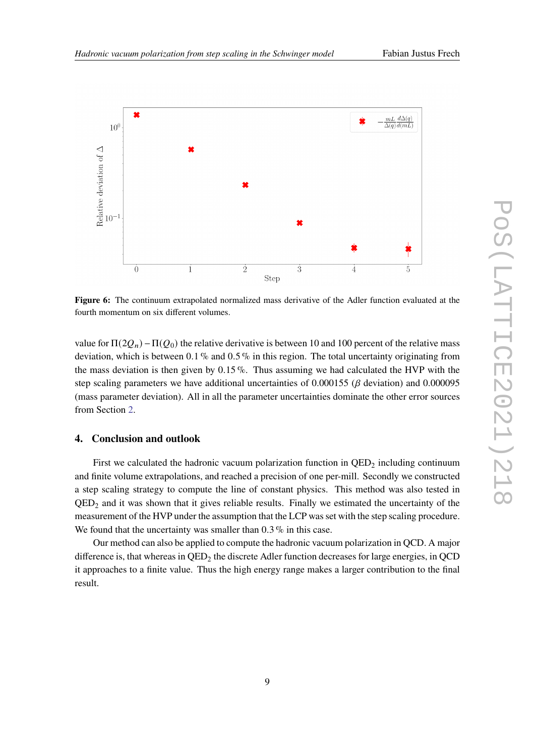**Figure 6:** The continuum extrapolated normalized mass derivative of the Adler function evaluated at the fourth momentum on six different volumes.

value for $\Pi(2Q_n) - \Pi(Q_0)$ the relative derivative is between 10 and 100 percent of the relative mass deviation, which is between 0.1 % and 0.5 % in this region. The total uncertainty originating from the mass deviation is then given by 0.15 ‰. Thus assuming we had calculated the HVP with the step scaling parameters we have additional uncertainties of 0.000155 ($\beta$ deviation) and 0.000095 (mass parameter deviation). All in all the parameter uncertainties dominate the other error sources from Section 2.

## 4. Conclusion and outlook

First we calculated the hadronic vacuum polarization function in $\text{QED}_2$ including continuum and finite volume extrapolations, and reached a precision of one per-mill. Secondly we constructed a step scaling strategy to compute the line of constant physics. This method was also tested in $\text{QED}_2$ and it was shown that it gives reliable results. Finally we estimated the uncertainty of the measurement of the HVP under the assumption that the LCP was set with the step scaling procedure. We found that the uncertainty was smaller than 0.3 ‰ in this case.

Our method can also be applied to compute the hadronic vacuum polarization in QCD. A major difference is, that whereas in $\text{QED}_2$ the discrete Adler function decreases for large energies, in QCD it approaches to a finite value. Thus the high energy range makes a larger contribution to the final result.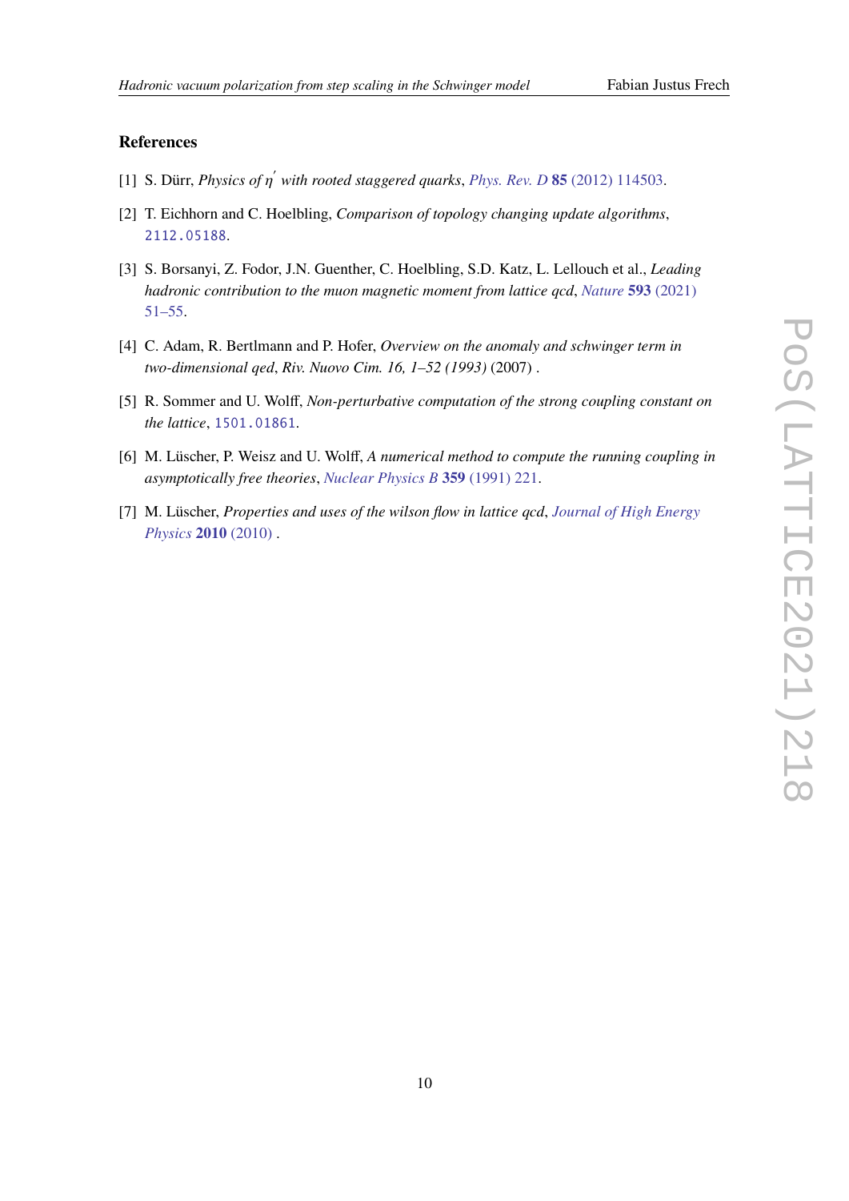## References

[1] S. Dürr, *Physics of $\eta'$ with rooted staggered quarks*, *Phys. Rev. D* **85** (2012) 114503.

[2] T. Eichhorn and C. Hoelbling, *Comparison of topology changing update algorithms*, 2112.05188.

[3] S. Borsanyi, Z. Fodor, J.N. Guenther, C. Hoelbling, S.D. Katz, L. Lellouch et al., *Leading hadronic contribution to the muon magnetic moment from lattice qcd*, *Nature* **593** (2021) 51–55.

[4] C. Adam, R. Bertlmann and P. Hofer, *Overview on the anomaly and schwinger term in two-dimensional qed*, *Riv. Nuovo Cim. 16, 1–52 (1993)* (2007) .

[5] R. Sommer and U. Wolff, *Non-perturbative computation of the strong coupling constant on the lattice*, 1501.01861.

[6] M. Lüscher, P. Weisz and U. Wolff, *A numerical method to compute the running coupling in asymptotically free theories*, *Nuclear Physics B* **359** (1991) 221.

[7] M. Lüscher, *Properties and uses of the wilson flow in lattice qcd*, *Journal of High Energy Physics* **2010** (2010) .